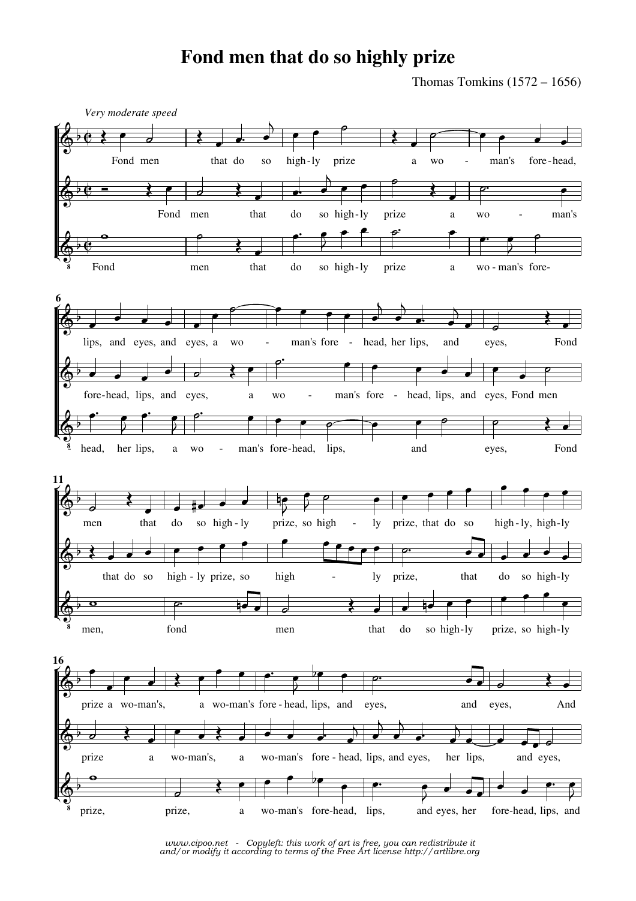# Fond men that do so highly prize

Thomas Tomkins (1572 – 1656)

*Very moderate speed*

www.cipoo.net - Copyleft: this work of art is free, you can redistribute it and/or modify it according to terms of the Free Art license http://artlibre.org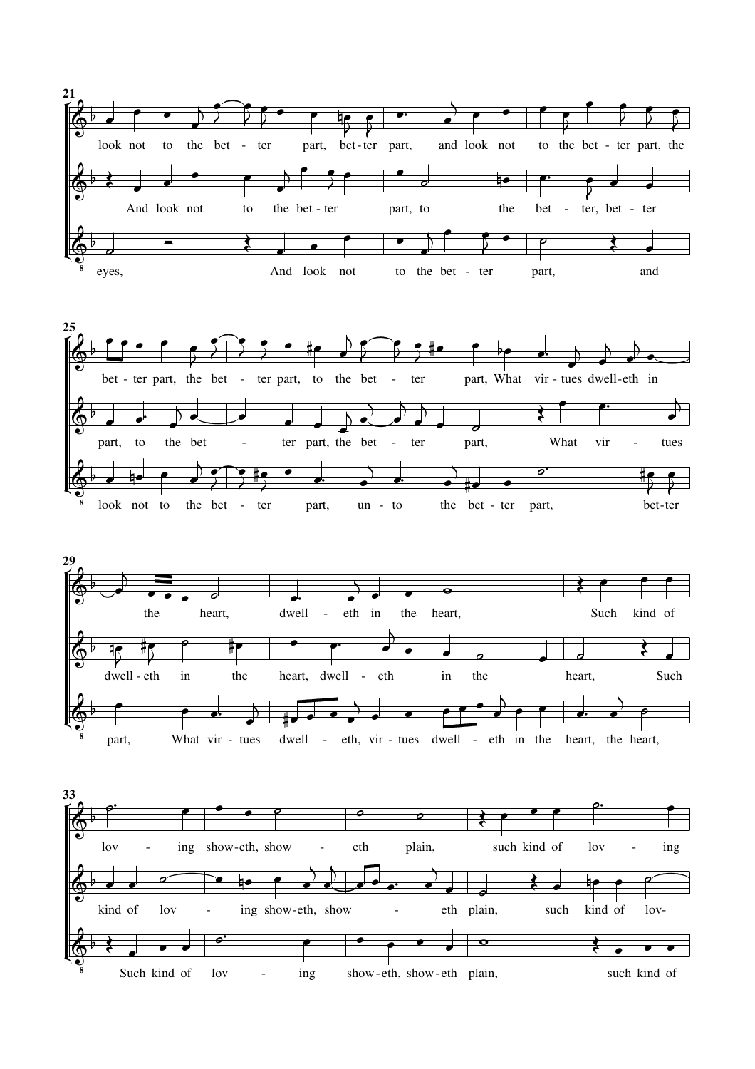21

look not to the bet - ter part, bet-ter part, and look not to the bet - ter part, the

And look not to the bet - ter part, to the bet - ter, bet - ter

eyes, And look not to the bet - ter part, and

25

bet - ter part, the bet - ter part, to the bet - ter part, What vir - tues dwell-eth in

part, to the bet - ter part, the bet - ter part, What vir - tues

look not to the bet - ter part, un - to the bet - ter part, bet-ter

29

the heart, dwell - eth in the heart, Such kind of

dwell - eth in the heart, dwell - eth in the heart, Such

part, What vir - tues dwell - eth, vir - tues dwell - eth in the heart, the heart,

33

lov - ing show-eth, show - eth plain, such kind of lov - ing

kind of lov - ing show-eth, show - eth plain, such kind of lov-

Such kind of lov - ing show-eth, show-eth plain, such kind of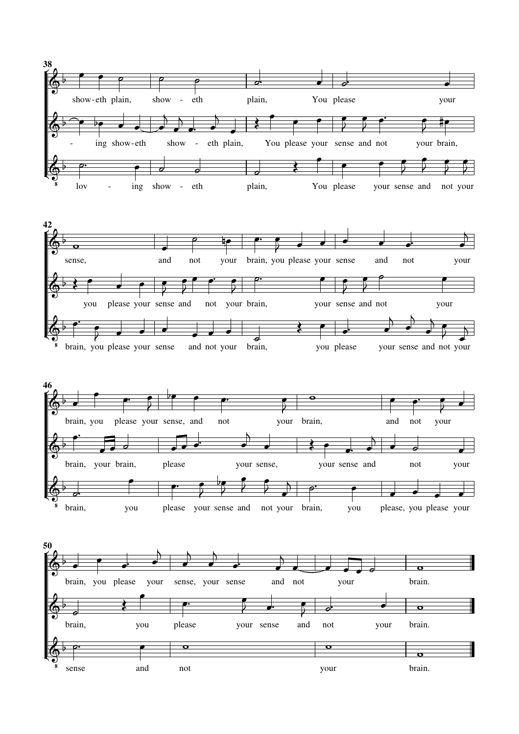38

show-eth plain, show - eth plain, You please your

- ing show-eth show - eth plain, You please your sense and not your brain,

lov - ing show - eth plain, You please your sense and not your

42

sense, and not your brain, you please your sense and not your

you please your sense and not your brain, your sense and not your

brain, you please your sense and not your brain, you please your sense and not your

46

brain, you please your sense, and not your brain, and not your

brain, your brain, please your sense, your sense and not your

brain, you please your sense and not your brain, you please, you please your

50

brain, you please your sense, your sense and not your brain.

brain, you please your sense and not your brain.

sense and not your brain.